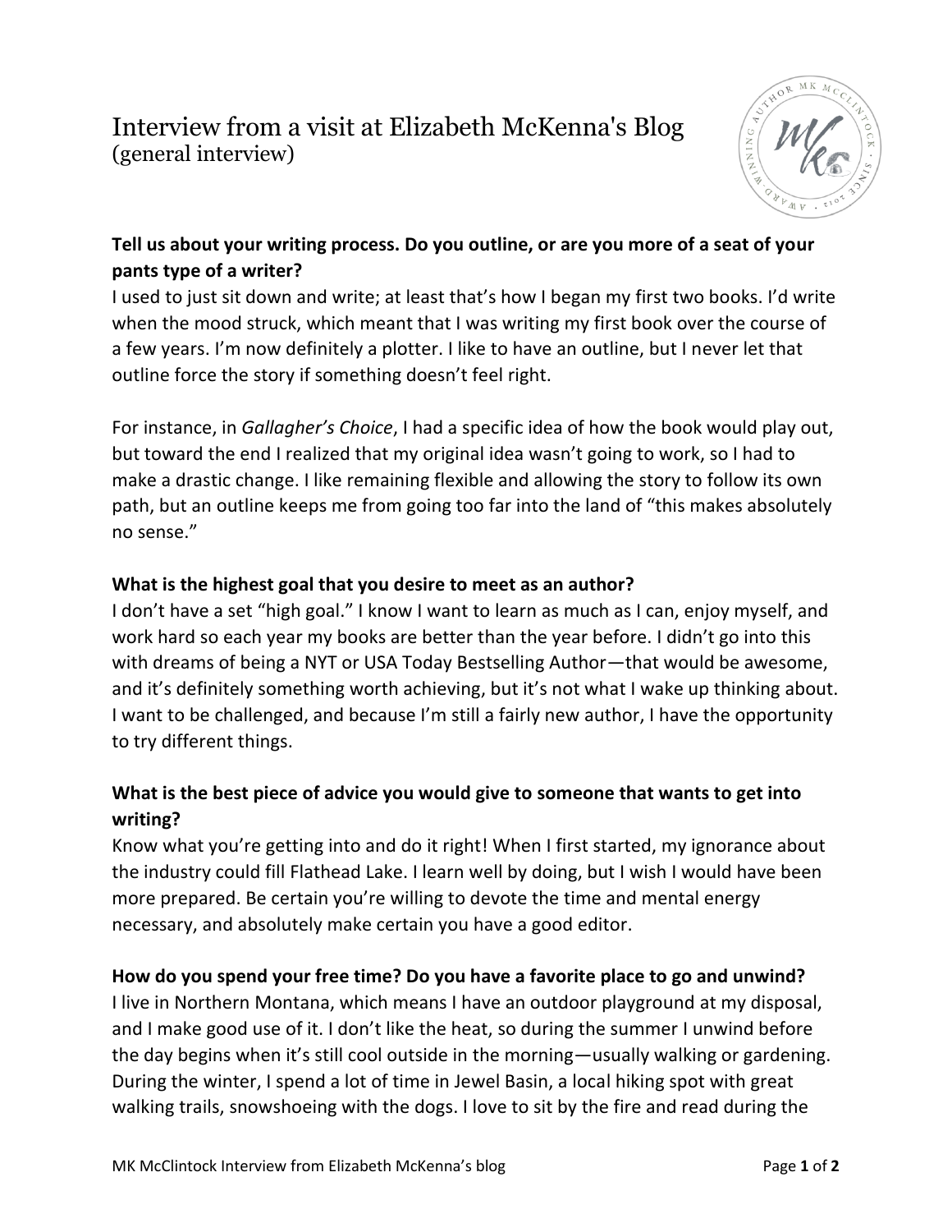# Interview from a visit at Elizabeth McKenna's Blog
(general interview)

**Tell us about your writing process. Do you outline, or are you more of a seat of your pants type of a writer?**

I used to just sit down and write; at least that's how I began my first two books. I'd write when the mood struck, which meant that I was writing my first book over the course of a few years. I'm now definitely a plotter. I like to have an outline, but I never let that outline force the story if something doesn't feel right.

For instance, in *Gallagher's Choice*, I had a specific idea of how the book would play out, but toward the end I realized that my original idea wasn't going to work, so I had to make a drastic change. I like remaining flexible and allowing the story to follow its own path, but an outline keeps me from going too far into the land of "this makes absolutely no sense."

**What is the highest goal that you desire to meet as an author?**

I don't have a set "high goal." I know I want to learn as much as I can, enjoy myself, and work hard so each year my books are better than the year before. I didn't go into this with dreams of being a NYT or USA Today Bestselling Author—that would be awesome, and it's definitely something worth achieving, but it's not what I wake up thinking about. I want to be challenged, and because I'm still a fairly new author, I have the opportunity to try different things.

**What is the best piece of advice you would give to someone that wants to get into writing?**

Know what you're getting into and do it right! When I first started, my ignorance about the industry could fill Flathead Lake. I learn well by doing, but I wish I would have been more prepared. Be certain you're willing to devote the time and mental energy necessary, and absolutely make certain you have a good editor.

**How do you spend your free time? Do you have a favorite place to go and unwind?**

I live in Northern Montana, which means I have an outdoor playground at my disposal, and I make good use of it. I don't like the heat, so during the summer I unwind before the day begins when it's still cool outside in the morning—usually walking or gardening. During the winter, I spend a lot of time in Jewel Basin, a local hiking spot with great walking trails, snowshoeing with the dogs. I love to sit by the fire and read during the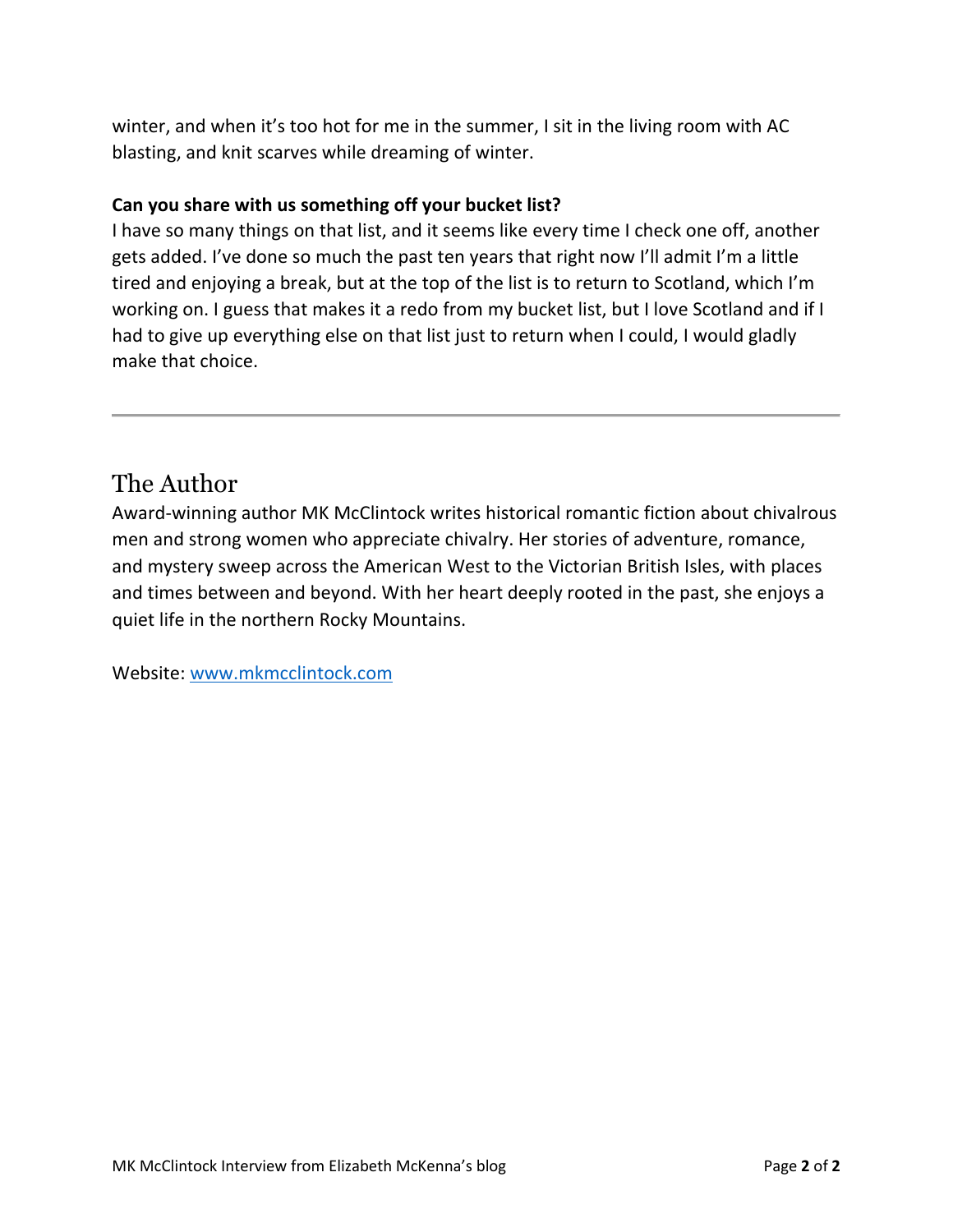winter, and when it's too hot for me in the summer, I sit in the living room with AC blasting, and knit scarves while dreaming of winter.

**Can you share with us something off your bucket list?**

I have so many things on that list, and it seems like every time I check one off, another gets added. I've done so much the past ten years that right now I'll admit I'm a little tired and enjoying a break, but at the top of the list is to return to Scotland, which I'm working on. I guess that makes it a redo from my bucket list, but I love Scotland and if I had to give up everything else on that list just to return when I could, I would gladly make that choice.

---

## The Author

Award-winning author MK McClintock writes historical romantic fiction about chivalrous men and strong women who appreciate chivalry. Her stories of adventure, romance, and mystery sweep across the American West to the Victorian British Isles, with places and times between and beyond. With her heart deeply rooted in the past, she enjoys a quiet life in the northern Rocky Mountains.

Website: [www.mkmcclintock.com](http://www.mkmcclintock.com)